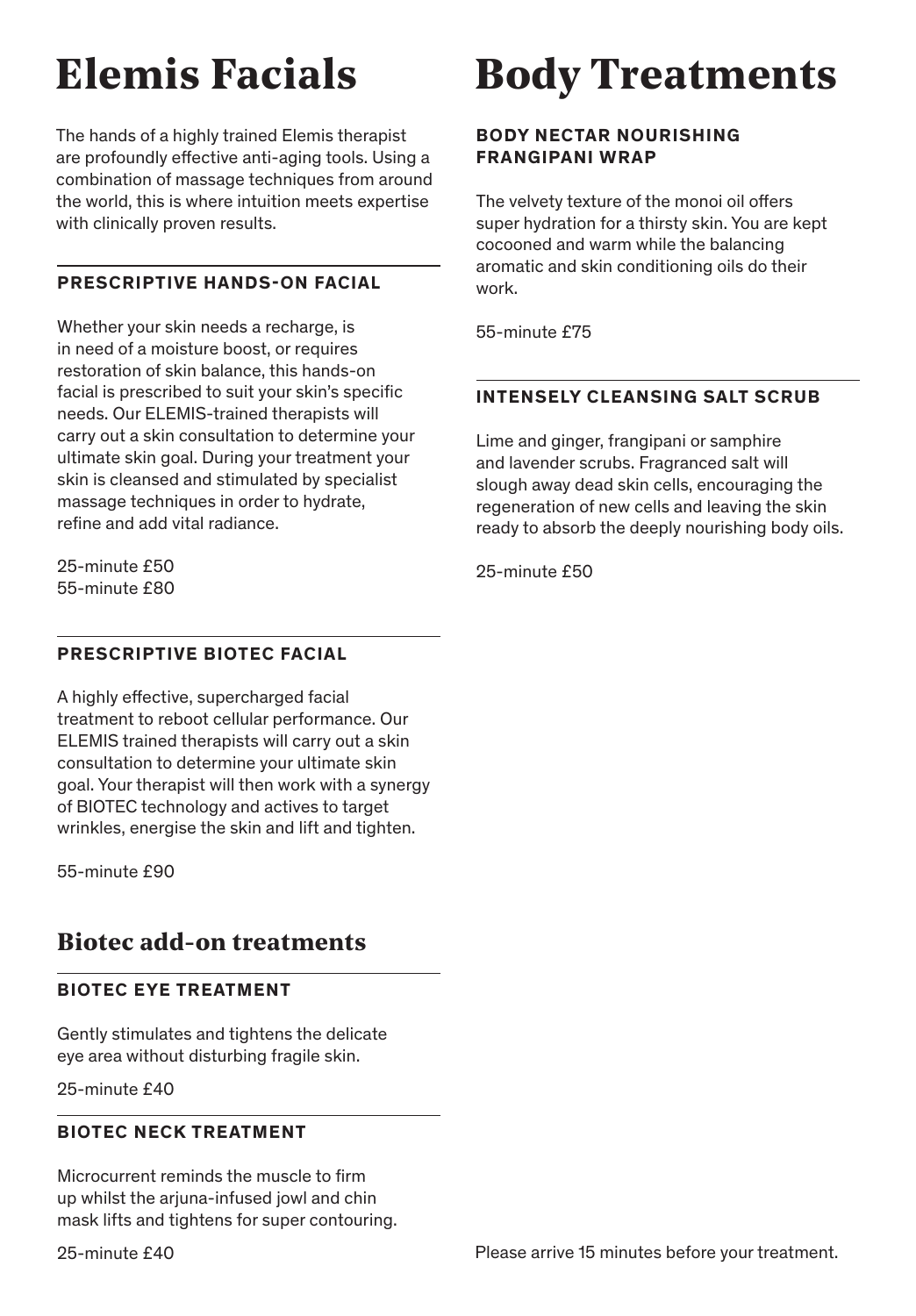# Elemis Facials

The hands of a highly trained Elemis therapist are profoundly effective anti-aging tools. Using a combination of massage techniques from around the world, this is where intuition meets expertise with clinically proven results.

### PRESCRIPTIVE HANDS-ON FACIAL

Whether your skin needs a recharge, is in need of a moisture boost, or requires restoration of skin balance, this hands-on facial is prescribed to suit your skin's specific needs. Our ELEMIS-trained therapists will carry out a skin consultation to determine your ultimate skin goal. During your treatment your skin is cleansed and stimulated by specialist massage techniques in order to hydrate, refine and add vital radiance.

25-minute £50
55-minute £80

### PRESCRIPTIVE BIOTEC FACIAL

A highly effective, supercharged facial treatment to reboot cellular performance. Our ELEMIS trained therapists will carry out a skin consultation to determine your ultimate skin goal. Your therapist will then work with a synergy of BIOTEC technology and actives to target wrinkles, energise the skin and lift and tighten.

55-minute £90

## Biotec add-on treatments

### BIOTEC EYE TREATMENT

Gently stimulates and tightens the delicate eye area without disturbing fragile skin.

25-minute £40

### BIOTEC NECK TREATMENT

Microcurrent reminds the muscle to firm up whilst the arjuna-infused jowl and chin mask lifts and tightens for super contouring.

25-minute £40

# Body Treatments

### BODY NECTAR NOURISHING FRANGIPANI WRAP

The velvety texture of the monoi oil offers super hydration for a thirsty skin. You are kept cocooned and warm while the balancing aromatic and skin conditioning oils do their work.

55-minute £75

### INTENSELY CLEANSING SALT SCRUB

Lime and ginger, frangipani or samphire and lavender scrubs. Fragranced salt will slough away dead skin cells, encouraging the regeneration of new cells and leaving the skin ready to absorb the deeply nourishing body oils.

25-minute £50

Please arrive 15 minutes before your treatment.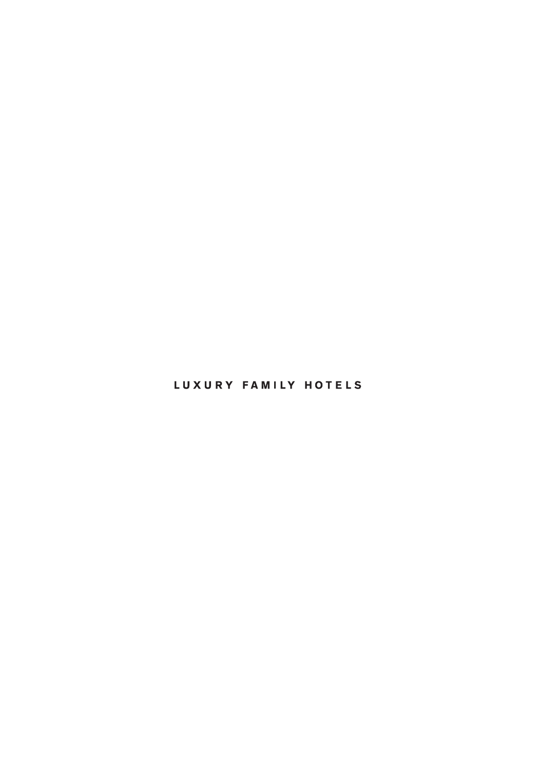LUXURY FAMILY HOTELS